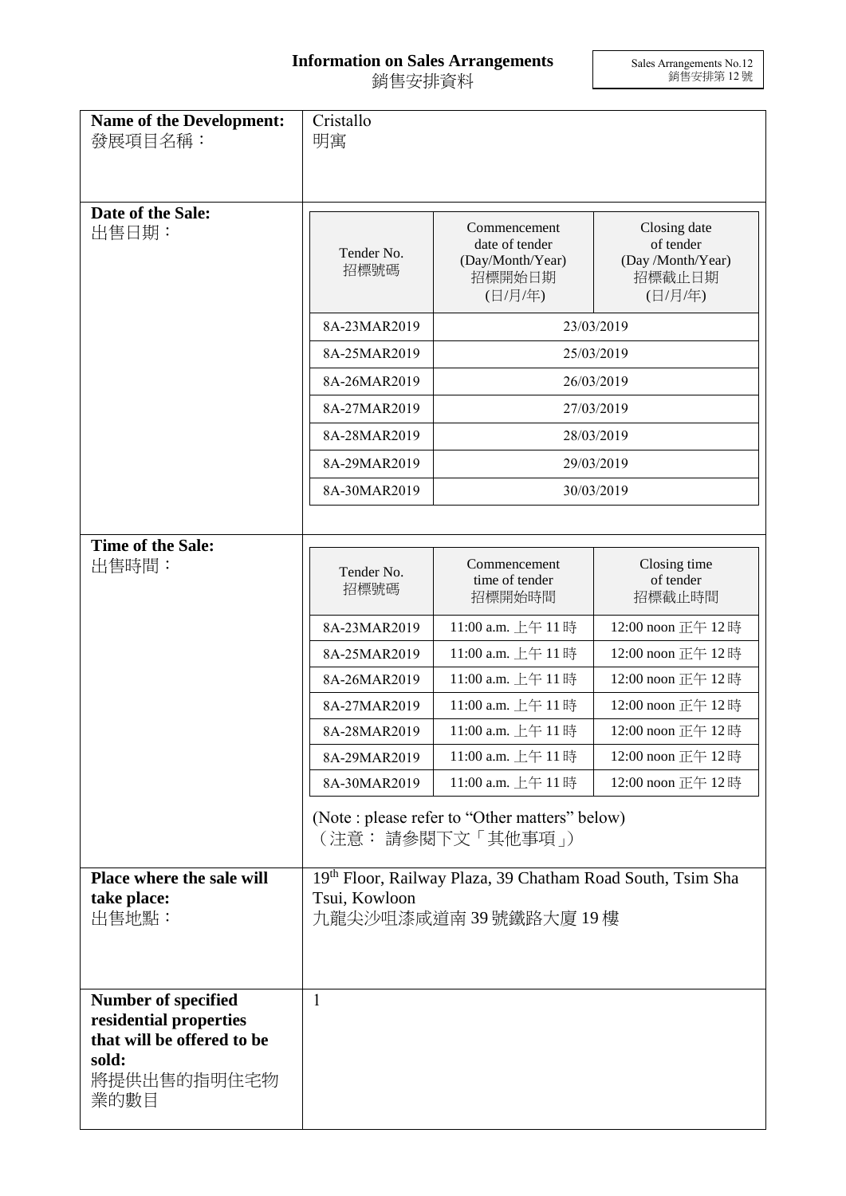# Information on Sales Arrangements
# 銷售安排資料

Sales Arrangements No.12
銷售安排第 12 號

**Name of the Development:**
發展項目名稱：

Cristallo
明寓

**Date of the Sale:**
出售日期：

| Tender No. 招標號碼 | Commencement date of tender (Day/Month/Year) 招標開始日期 (日/月/年) | Closing date of tender (Day /Month/Year) 招標截止日期 (日/月/年) |
|---|---|---|
| 8A-23MAR2019 | 23/03/2019 | |
| 8A-25MAR2019 | 25/03/2019 | |
| 8A-26MAR2019 | 26/03/2019 | |
| 8A-27MAR2019 | 27/03/2019 | |
| 8A-28MAR2019 | 28/03/2019 | |
| 8A-29MAR2019 | 29/03/2019 | |
| 8A-30MAR2019 | 30/03/2019 | |

**Time of the Sale:**
出售時間：

| Tender No. 招標號碼 | Commencement time of tender 招標開始時間 | Closing time of tender 招標截止時間 |
|---|---|---|
| 8A-23MAR2019 | 11:00 a.m. 上午 11 時 | 12:00 noon 正午 12 時 |
| 8A-25MAR2019 | 11:00 a.m. 上午 11 時 | 12:00 noon 正午 12 時 |
| 8A-26MAR2019 | 11:00 a.m. 上午 11 時 | 12:00 noon 正午 12 時 |
| 8A-27MAR2019 | 11:00 a.m. 上午 11 時 | 12:00 noon 正午 12 時 |
| 8A-28MAR2019 | 11:00 a.m. 上午 11 時 | 12:00 noon 正午 12 時 |
| 8A-29MAR2019 | 11:00 a.m. 上午 11 時 | 12:00 noon 正午 12 時 |
| 8A-30MAR2019 | 11:00 a.m. 上午 11 時 | 12:00 noon 正午 12 時 |

(Note : please refer to "Other matters" below)
（注意： 請參閱下文「其他事項」）

**Place where the sale will take place:**
出售地點：

19th Floor, Railway Plaza, 39 Chatham Road South, Tsim Sha Tsui, Kowloon
九龍尖沙咀漆咸道南 39 號鐵路大廈 19 樓

**Number of specified residential properties that will be offered to be sold:**
將提供出售的指明住宅物業的數目

1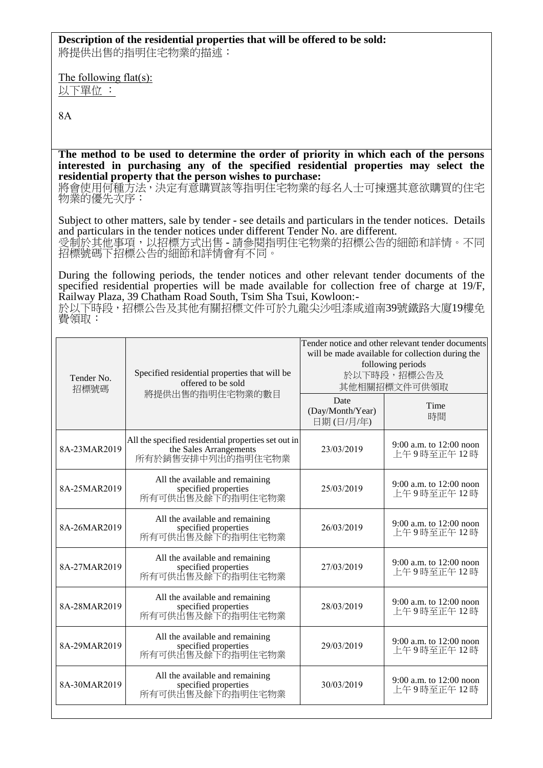**Description of the residential properties that will be offered to be sold:**
將提供出售的指明住宅物業的描述：

The following flat(s):
以下單位 ：

8A

**The method to be used to determine the order of priority in which each of the persons interested in purchasing any of the specified residential properties may select the residential property that the person wishes to purchase:**
將會使用何種方法，決定有意購買該等指明住宅物業的每名人士可揀選其意欲購買的住宅物業的優先次序：

Subject to other matters, sale by tender - see details and particulars in the tender notices. Details and particulars in the tender notices under different Tender No. are different.
受制於其他事項，以招標方式出售 - 請參閱指明住宅物業的招標公告的細節和詳情。不同招標號碼下招標公告的細節和詳情會有不同。

During the following periods, the tender notices and other relevant tender documents of the specified residential properties will be made available for collection free of charge at 19/F, Railway Plaza, 39 Chatham Road South, Tsim Sha Tsui, Kowloon:-
於以下時段，招標公告及其他有關招標文件可於九龍尖沙咀漆咸道南39號鐵路大廈19樓免費領取：

| Tender No. 招標號碼 | Specified residential properties that will be offered to be sold 將提供出售的指明住宅物業的數目 | Tender notice and other relevant tender documents will be made available for collection during the following periods 於以下時段，招標公告及其他相關招標文件可供領取 | |
|---|---|---|---|
| | | Date (Day/Month/Year) 日期 (日/月/年) | Time 時間 |
| 8A-23MAR2019 | All the specified residential properties set out in the Sales Arrangements 所有於銷售安排中列出的指明住宅物業 | 23/03/2019 | 9:00 a.m. to 12:00 noon 上午 9 時至正午 12 時 |
| 8A-25MAR2019 | All the available and remaining specified properties 所有可供出售及餘下的指明住宅物業 | 25/03/2019 | 9:00 a.m. to 12:00 noon 上午 9 時至正午 12 時 |
| 8A-26MAR2019 | All the available and remaining specified properties 所有可供出售及餘下的指明住宅物業 | 26/03/2019 | 9:00 a.m. to 12:00 noon 上午 9 時至正午 12 時 |
| 8A-27MAR2019 | All the available and remaining specified properties 所有可供出售及餘下的指明住宅物業 | 27/03/2019 | 9:00 a.m. to 12:00 noon 上午 9 時至正午 12 時 |
| 8A-28MAR2019 | All the available and remaining specified properties 所有可供出售及餘下的指明住宅物業 | 28/03/2019 | 9:00 a.m. to 12:00 noon 上午 9 時至正午 12 時 |
| 8A-29MAR2019 | All the available and remaining specified properties 所有可供出售及餘下的指明住宅物業 | 29/03/2019 | 9:00 a.m. to 12:00 noon 上午 9 時至正午 12 時 |
| 8A-30MAR2019 | All the available and remaining specified properties 所有可供出售及餘下的指明住宅物業 | 30/03/2019 | 9:00 a.m. to 12:00 noon 上午 9 時至正午 12 時 |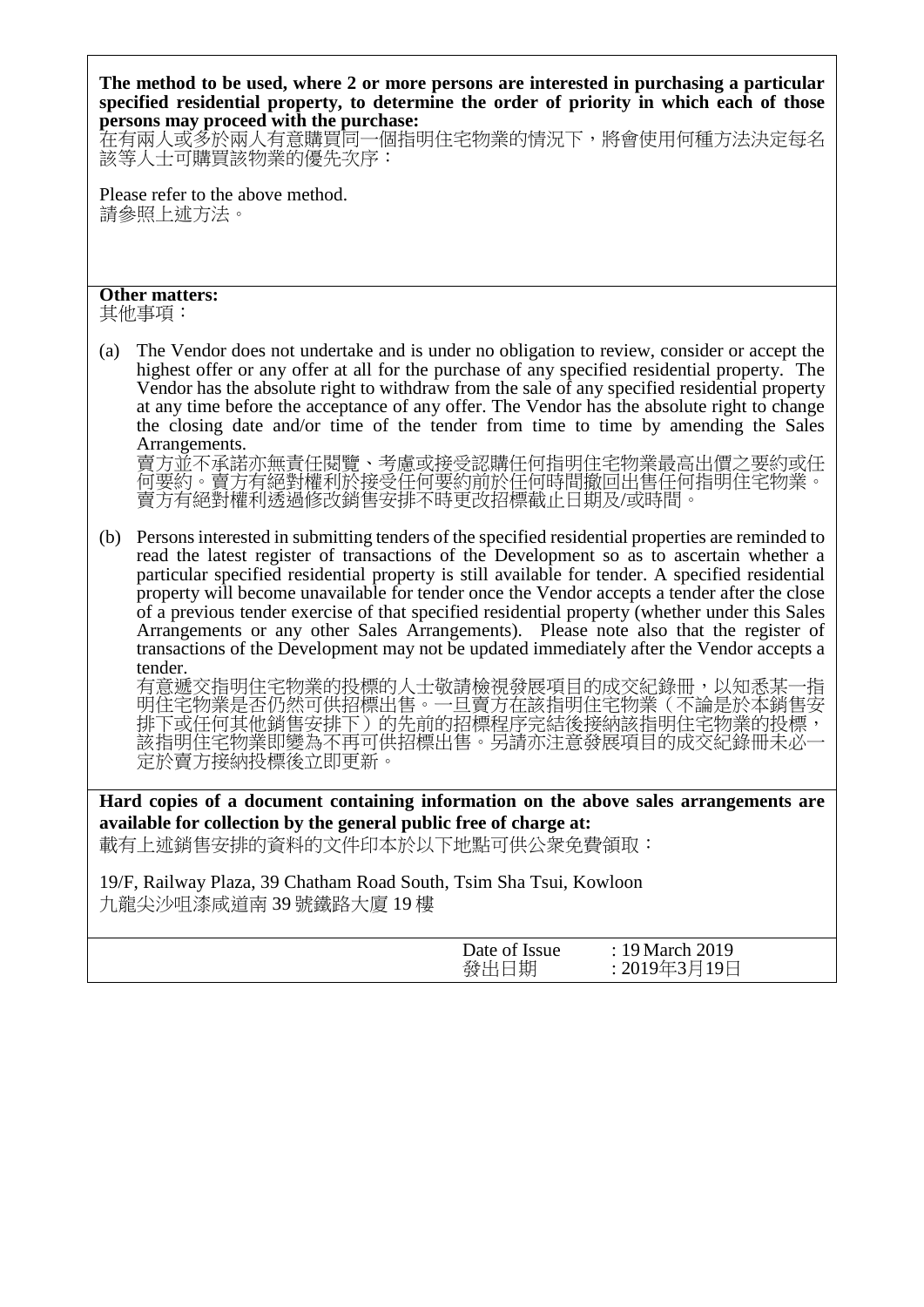**The method to be used, where 2 or more persons are interested in purchasing a particular specified residential property, to determine the order of priority in which each of those persons may proceed with the purchase:**
在有兩人或多於兩人有意購買同一個指明住宅物業的情況下，將會使用何種方法決定每名該等人士可購買該物業的優先次序：

Please refer to the above method.
請參照上述方法。

**Other matters:**
其他事項：

(a) The Vendor does not undertake and is under no obligation to review, consider or accept the highest offer or any offer at all for the purchase of any specified residential property. The Vendor has the absolute right to withdraw from the sale of any specified residential property at any time before the acceptance of any offer. The Vendor has the absolute right to change the closing date and/or time of the tender from time to time by amending the Sales Arrangements.
賣方並不承諾亦無責任閱覽、考慮或接受認購任何指明住宅物業最高出價之要約或任何要約。賣方有絕對權利於接受任何要約前於任何時間撤回出售任何指明住宅物業。賣方有絕對權利透過修改銷售安排不時更改招標截止日期及/或時間。

(b) Persons interested in submitting tenders of the specified residential properties are reminded to read the latest register of transactions of the Development so as to ascertain whether a particular specified residential property is still available for tender. A specified residential property will become unavailable for tender once the Vendor accepts a tender after the close of a previous tender exercise of that specified residential property (whether under this Sales Arrangements or any other Sales Arrangements). Please note also that the register of transactions of the Development may not be updated immediately after the Vendor accepts a tender.
有意遞交指明住宅物業的投標的人士敬請檢視發展項目的成交紀錄冊，以知悉某一指明住宅物業是否仍然可供招標出售。一旦賣方在該指明住宅物業（不論是於本銷售安排下或任何其他銷售安排下）的先前的招標程序完結後接納該指明住宅物業的投標，該指明住宅物業即變為不再可供招標出售。另請亦注意發展項目的成交紀錄冊未必一定於賣方接納投標後立即更新。

**Hard copies of a document containing information on the above sales arrangements are available for collection by the general public free of charge at:**
載有上述銷售安排的資料的文件印本於以下地點可供公衆免費領取：

19/F, Railway Plaza, 39 Chatham Road South, Tsim Sha Tsui, Kowloon
九龍尖沙咀漆咸道南 39 號鐵路大廈 19 樓

Date of Issue : 19 March 2019
發出日期 : 2019年3月19日